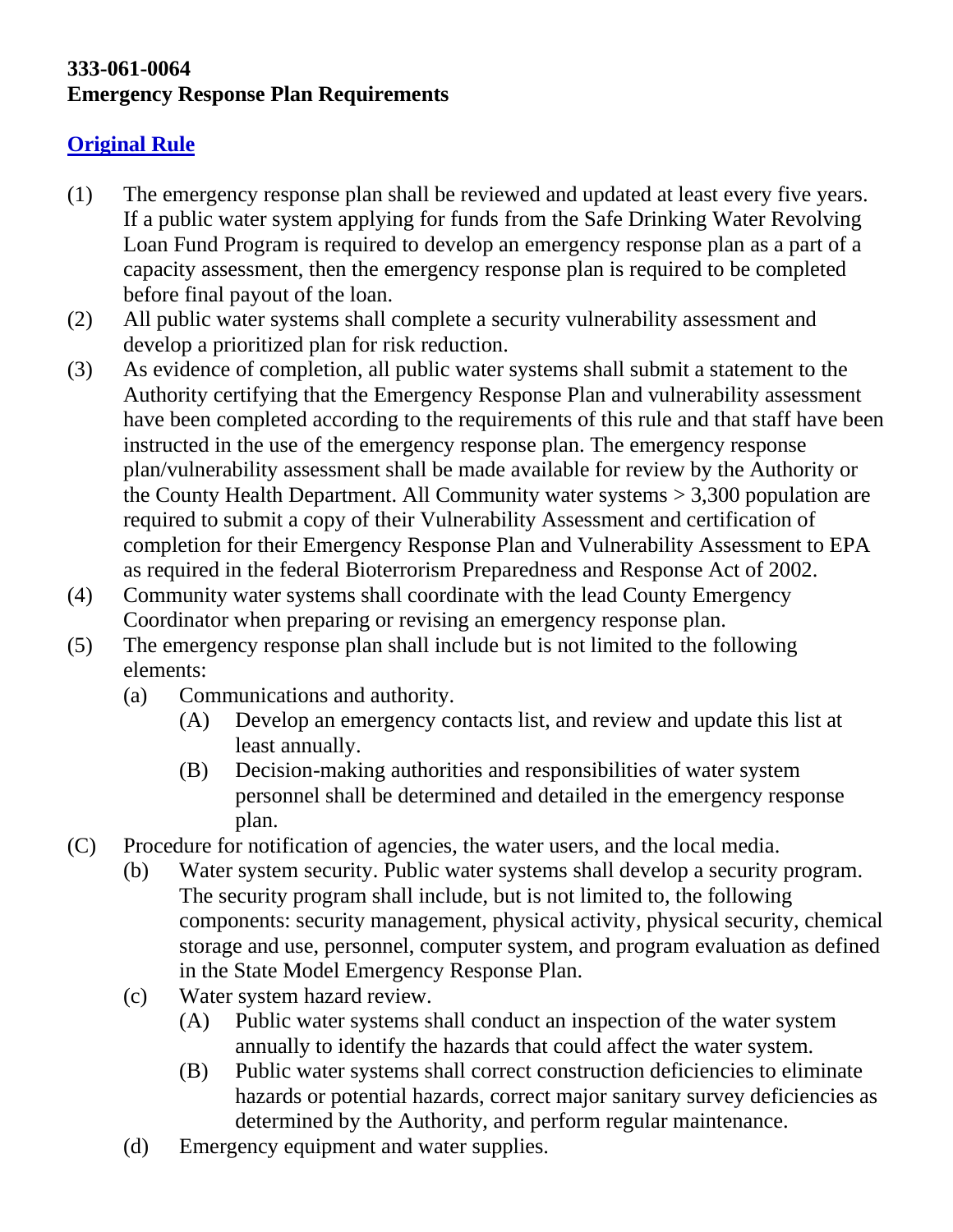**333-061-0064**
**Emergency Response Plan Requirements**

**[Original Rule]**

(1) The emergency response plan shall be reviewed and updated at least every five years. If a public water system applying for funds from the Safe Drinking Water Revolving Loan Fund Program is required to develop an emergency response plan as a part of a capacity assessment, then the emergency response plan is required to be completed before final payout of the loan.

(2) All public water systems shall complete a security vulnerability assessment and develop a prioritized plan for risk reduction.

(3) As evidence of completion, all public water systems shall submit a statement to the Authority certifying that the Emergency Response Plan and vulnerability assessment have been completed according to the requirements of this rule and that staff have been instructed in the use of the emergency response plan. The emergency response plan/vulnerability assessment shall be made available for review by the Authority or the County Health Department. All Community water systems > 3,300 population are required to submit a copy of their Vulnerability Assessment and certification of completion for their Emergency Response Plan and Vulnerability Assessment to EPA as required in the federal Bioterrorism Preparedness and Response Act of 2002.

(4) Community water systems shall coordinate with the lead County Emergency Coordinator when preparing or revising an emergency response plan.

(5) The emergency response plan shall include but is not limited to the following elements:

  (a) Communications and authority.

    (A) Develop an emergency contacts list, and review and update this list at least annually.

    (B) Decision-making authorities and responsibilities of water system personnel shall be determined and detailed in the emergency response plan.

(C) Procedure for notification of agencies, the water users, and the local media.

  (b) Water system security. Public water systems shall develop a security program. The security program shall include, but is not limited to, the following components: security management, physical activity, physical security, chemical storage and use, personnel, computer system, and program evaluation as defined in the State Model Emergency Response Plan.

  (c) Water system hazard review.

    (A) Public water systems shall conduct an inspection of the water system annually to identify the hazards that could affect the water system.

    (B) Public water systems shall correct construction deficiencies to eliminate hazards or potential hazards, correct major sanitary survey deficiencies as determined by the Authority, and perform regular maintenance.

  (d) Emergency equipment and water supplies.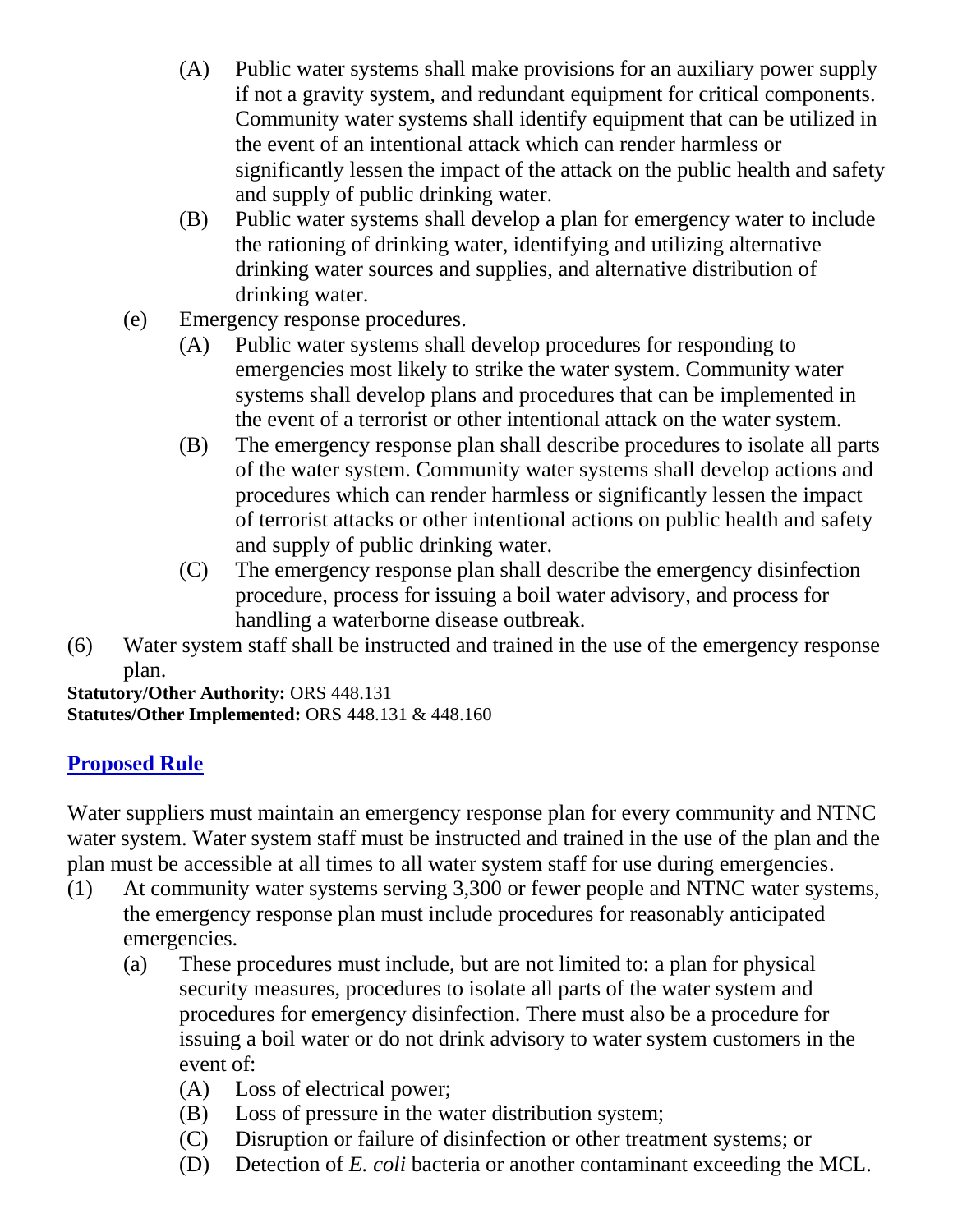(A) Public water systems shall make provisions for an auxiliary power supply if not a gravity system, and redundant equipment for critical components. Community water systems shall identify equipment that can be utilized in the event of an intentional attack which can render harmless or significantly lessen the impact of the attack on the public health and safety and supply of public drinking water.

(B) Public water systems shall develop a plan for emergency water to include the rationing of drinking water, identifying and utilizing alternative drinking water sources and supplies, and alternative distribution of drinking water.

(e) Emergency response procedures.

(A) Public water systems shall develop procedures for responding to emergencies most likely to strike the water system. Community water systems shall develop plans and procedures that can be implemented in the event of a terrorist or other intentional attack on the water system.

(B) The emergency response plan shall describe procedures to isolate all parts of the water system. Community water systems shall develop actions and procedures which can render harmless or significantly lessen the impact of terrorist attacks or other intentional actions on public health and safety and supply of public drinking water.

(C) The emergency response plan shall describe the emergency disinfection procedure, process for issuing a boil water advisory, and process for handling a waterborne disease outbreak.

(6) Water system staff shall be instructed and trained in the use of the emergency response plan.

**Statutory/Other Authority:** ORS 448.131
**Statutes/Other Implemented:** ORS 448.131 & 448.160

## Proposed Rule

Water suppliers must maintain an emergency response plan for every community and NTNC water system. Water system staff must be instructed and trained in the use of the plan and the plan must be accessible at all times to all water system staff for use during emergencies.

(1) At community water systems serving 3,300 or fewer people and NTNC water systems, the emergency response plan must include procedures for reasonably anticipated emergencies.

(a) These procedures must include, but are not limited to: a plan for physical security measures, procedures to isolate all parts of the water system and procedures for emergency disinfection. There must also be a procedure for issuing a boil water or do not drink advisory to water system customers in the event of:

(A) Loss of electrical power;

(B) Loss of pressure in the water distribution system;

(C) Disruption or failure of disinfection or other treatment systems; or

(D) Detection of *E. coli* bacteria or another contaminant exceeding the MCL.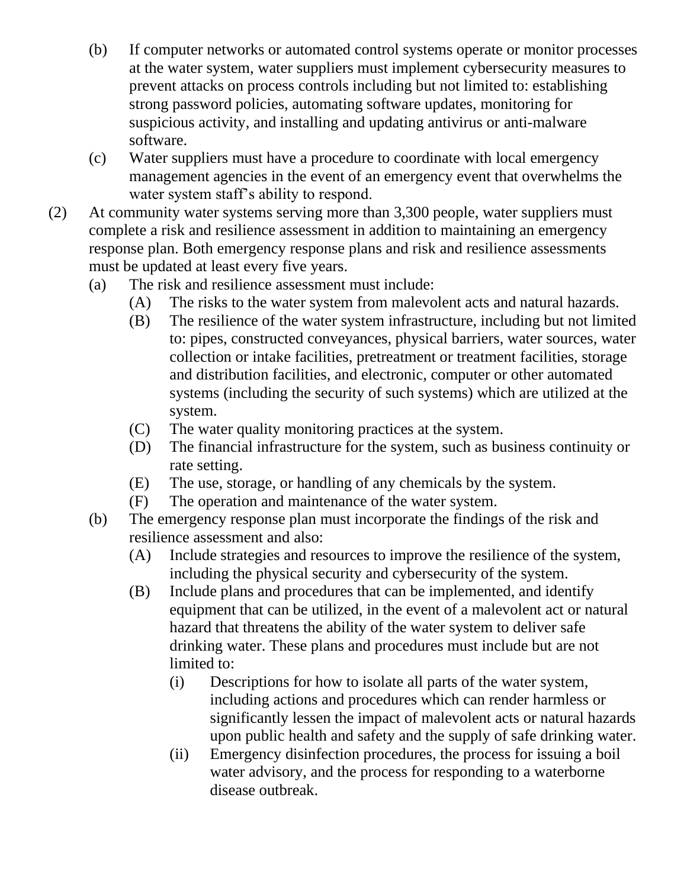(b) If computer networks or automated control systems operate or monitor processes at the water system, water suppliers must implement cybersecurity measures to prevent attacks on process controls including but not limited to: establishing strong password policies, automating software updates, monitoring for suspicious activity, and installing and updating antivirus or anti-malware software.

(c) Water suppliers must have a procedure to coordinate with local emergency management agencies in the event of an emergency event that overwhelms the water system staff's ability to respond.

(2) At community water systems serving more than 3,300 people, water suppliers must complete a risk and resilience assessment in addition to maintaining an emergency response plan. Both emergency response plans and risk and resilience assessments must be updated at least every five years.

(a) The risk and resilience assessment must include:

(A) The risks to the water system from malevolent acts and natural hazards.

(B) The resilience of the water system infrastructure, including but not limited to: pipes, constructed conveyances, physical barriers, water sources, water collection or intake facilities, pretreatment or treatment facilities, storage and distribution facilities, and electronic, computer or other automated systems (including the security of such systems) which are utilized at the system.

(C) The water quality monitoring practices at the system.

(D) The financial infrastructure for the system, such as business continuity or rate setting.

(E) The use, storage, or handling of any chemicals by the system.

(F) The operation and maintenance of the water system.

(b) The emergency response plan must incorporate the findings of the risk and resilience assessment and also:

(A) Include strategies and resources to improve the resilience of the system, including the physical security and cybersecurity of the system.

(B) Include plans and procedures that can be implemented, and identify equipment that can be utilized, in the event of a malevolent act or natural hazard that threatens the ability of the water system to deliver safe drinking water. These plans and procedures must include but are not limited to:

(i) Descriptions for how to isolate all parts of the water system, including actions and procedures which can render harmless or significantly lessen the impact of malevolent acts or natural hazards upon public health and safety and the supply of safe drinking water.

(ii) Emergency disinfection procedures, the process for issuing a boil water advisory, and the process for responding to a waterborne disease outbreak.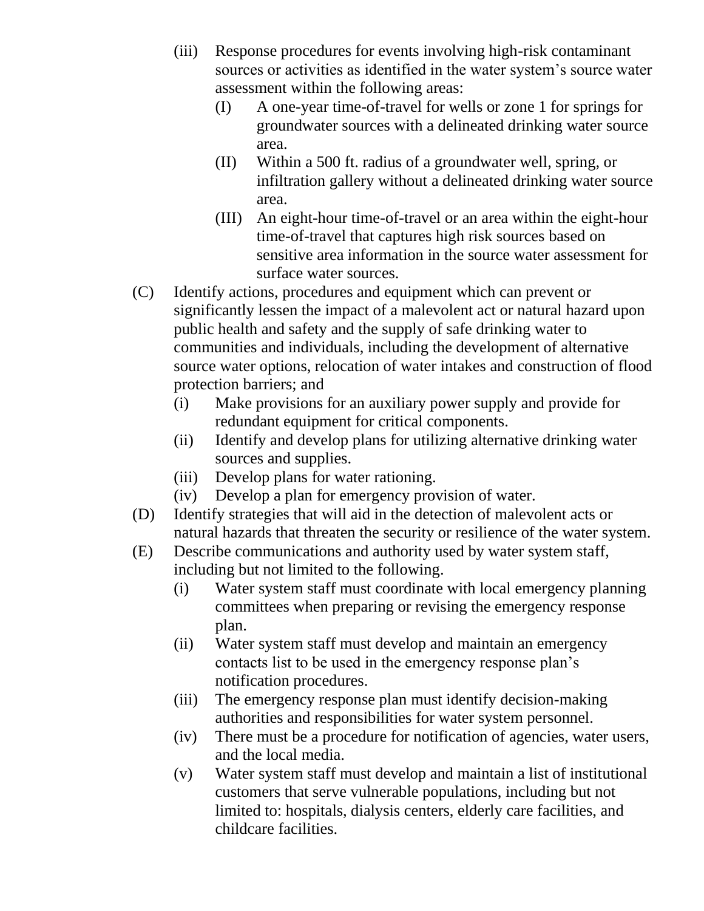- (iii) Response procedures for events involving high-risk contaminant sources or activities as identified in the water system's source water assessment within the following areas:
  - (I) A one-year time-of-travel for wells or zone 1 for springs for groundwater sources with a delineated drinking water source area.
  - (II) Within a 500 ft. radius of a groundwater well, spring, or infiltration gallery without a delineated drinking water source area.
  - (III) An eight-hour time-of-travel or an area within the eight-hour time-of-travel that captures high risk sources based on sensitive area information in the source water assessment for surface water sources.

(C) Identify actions, procedures and equipment which can prevent or significantly lessen the impact of a malevolent act or natural hazard upon public health and safety and the supply of safe drinking water to communities and individuals, including the development of alternative source water options, relocation of water intakes and construction of flood protection barriers; and

- (i) Make provisions for an auxiliary power supply and provide for redundant equipment for critical components.
- (ii) Identify and develop plans for utilizing alternative drinking water sources and supplies.
- (iii) Develop plans for water rationing.
- (iv) Develop a plan for emergency provision of water.

(D) Identify strategies that will aid in the detection of malevolent acts or natural hazards that threaten the security or resilience of the water system.

(E) Describe communications and authority used by water system staff, including but not limited to the following.

- (i) Water system staff must coordinate with local emergency planning committees when preparing or revising the emergency response plan.
- (ii) Water system staff must develop and maintain an emergency contacts list to be used in the emergency response plan's notification procedures.
- (iii) The emergency response plan must identify decision-making authorities and responsibilities for water system personnel.
- (iv) There must be a procedure for notification of agencies, water users, and the local media.
- (v) Water system staff must develop and maintain a list of institutional customers that serve vulnerable populations, including but not limited to: hospitals, dialysis centers, elderly care facilities, and childcare facilities.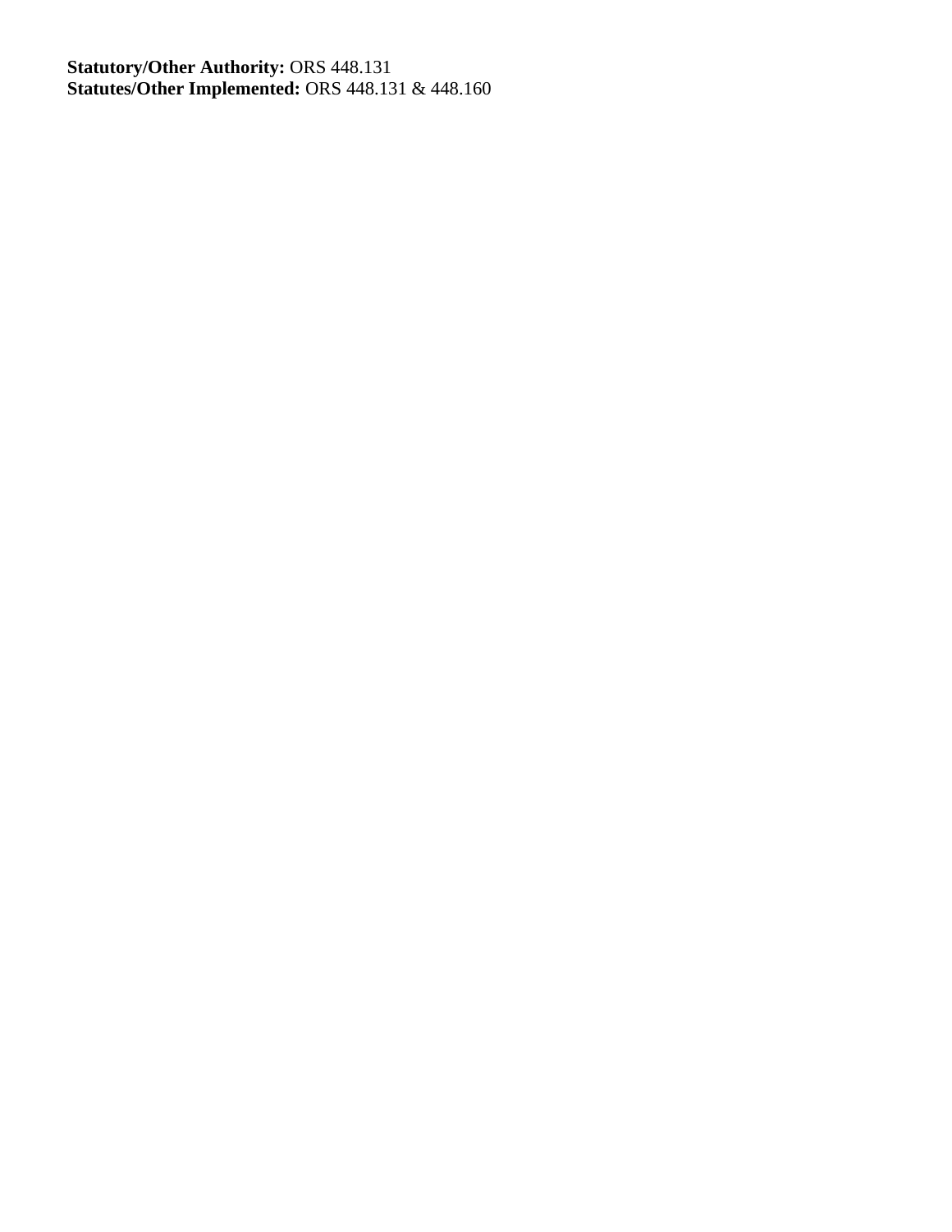**Statutory/Other Authority:** ORS 448.131
**Statutes/Other Implemented:** ORS 448.131 & 448.160